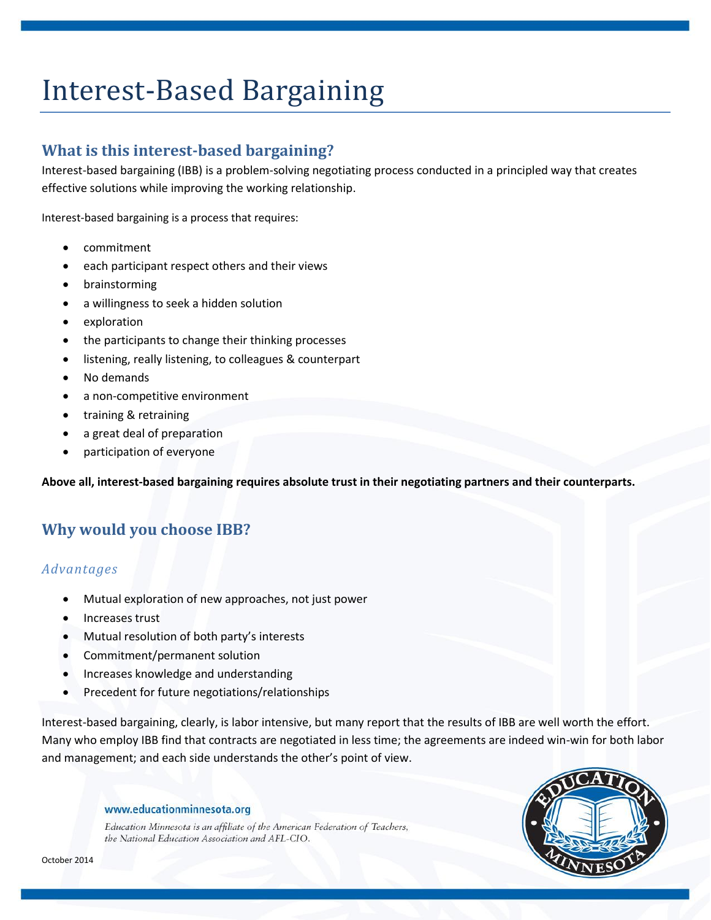# Interest-Based Bargaining

## What is this interest-based bargaining?

Interest-based bargaining (IBB) is a problem-solving negotiating process conducted in a principled way that creates effective solutions while improving the working relationship.

Interest-based bargaining is a process that requires:

- commitment
- each participant respect others and their views
- brainstorming
- a willingness to seek a hidden solution
- exploration
- the participants to change their thinking processes
- listening, really listening, to colleagues & counterpart
- No demands
- a non-competitive environment
- training & retraining
- a great deal of preparation
- participation of everyone

**Above all, interest-based bargaining requires absolute trust in their negotiating partners and their counterparts.**

## Why would you choose IBB?

### *Advantages*

- Mutual exploration of new approaches, not just power
- Increases trust
- Mutual resolution of both party's interests
- Commitment/permanent solution
- Increases knowledge and understanding
- Precedent for future negotiations/relationships

Interest-based bargaining, clearly, is labor intensive, but many report that the results of IBB are well worth the effort. Many who employ IBB find that contracts are negotiated in less time; the agreements are indeed win-win for both labor and management; and each side understands the other's point of view.

www.educationminnesota.org

*Education Minnesota is an affiliate of the American Federation of Teachers, the National Education Association and AFL-CIO.*

October 2014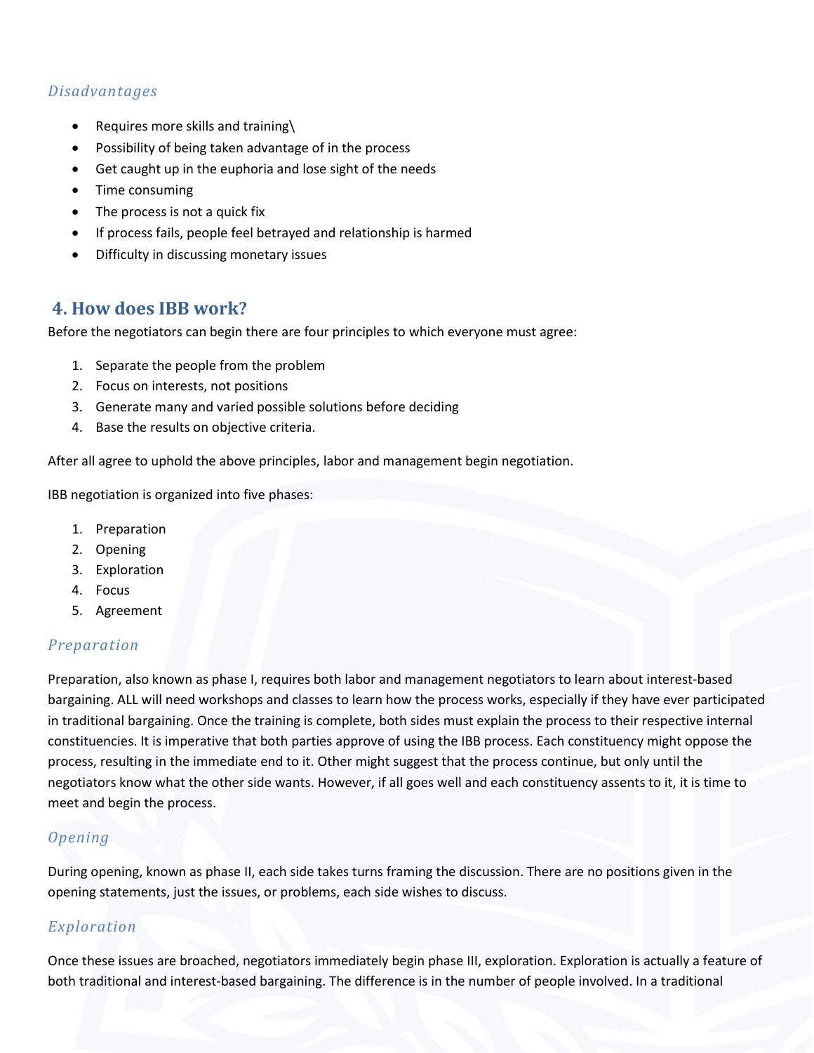### *Disadvantages*

- Requires more skills and training\
- Possibility of being taken advantage of in the process
- Get caught up in the euphoria and lose sight of the needs
- Time consuming
- The process is not a quick fix
- If process fails, people feel betrayed and relationship is harmed
- Difficulty in discussing monetary issues

## 4. How does IBB work?

Before the negotiators can begin there are four principles to which everyone must agree:

1. Separate the people from the problem
2. Focus on interests, not positions
3. Generate many and varied possible solutions before deciding
4. Base the results on objective criteria.

After all agree to uphold the above principles, labor and management begin negotiation.

IBB negotiation is organized into five phases:

1. Preparation
2. Opening
3. Exploration
4. Focus
5. Agreement

### *Preparation*

Preparation, also known as phase I, requires both labor and management negotiators to learn about interest-based bargaining. ALL will need workshops and classes to learn how the process works, especially if they have ever participated in traditional bargaining. Once the training is complete, both sides must explain the process to their respective internal constituencies. It is imperative that both parties approve of using the IBB process. Each constituency might oppose the process, resulting in the immediate end to it. Other might suggest that the process continue, but only until the negotiators know what the other side wants. However, if all goes well and each constituency assents to it, it is time to meet and begin the process.

### *Opening*

During opening, known as phase II, each side takes turns framing the discussion. There are no positions given in the opening statements, just the issues, or problems, each side wishes to discuss.

### *Exploration*

Once these issues are broached, negotiators immediately begin phase III, exploration. Exploration is actually a feature of both traditional and interest-based bargaining. The difference is in the number of people involved. In a traditional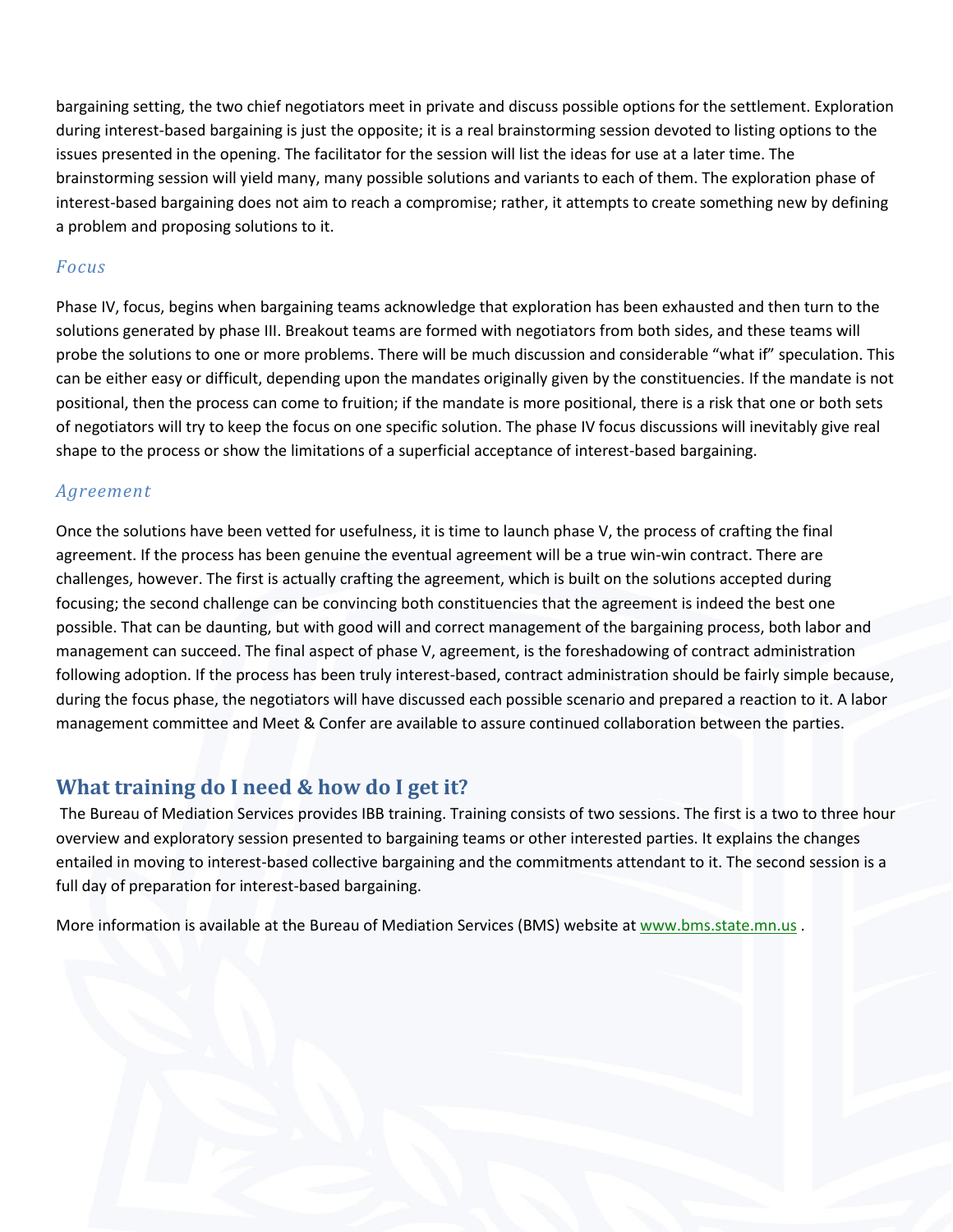bargaining setting, the two chief negotiators meet in private and discuss possible options for the settlement. Exploration during interest-based bargaining is just the opposite; it is a real brainstorming session devoted to listing options to the issues presented in the opening. The facilitator for the session will list the ideas for use at a later time. The brainstorming session will yield many, many possible solutions and variants to each of them. The exploration phase of interest-based bargaining does not aim to reach a compromise; rather, it attempts to create something new by defining a problem and proposing solutions to it.

### *Focus*

Phase IV, focus, begins when bargaining teams acknowledge that exploration has been exhausted and then turn to the solutions generated by phase III. Breakout teams are formed with negotiators from both sides, and these teams will probe the solutions to one or more problems. There will be much discussion and considerable "what if" speculation. This can be either easy or difficult, depending upon the mandates originally given by the constituencies. If the mandate is not positional, then the process can come to fruition; if the mandate is more positional, there is a risk that one or both sets of negotiators will try to keep the focus on one specific solution. The phase IV focus discussions will inevitably give real shape to the process or show the limitations of a superficial acceptance of interest-based bargaining.

### *Agreement*

Once the solutions have been vetted for usefulness, it is time to launch phase V, the process of crafting the final agreement. If the process has been genuine the eventual agreement will be a true win-win contract. There are challenges, however. The first is actually crafting the agreement, which is built on the solutions accepted during focusing; the second challenge can be convincing both constituencies that the agreement is indeed the best one possible. That can be daunting, but with good will and correct management of the bargaining process, both labor and management can succeed. The final aspect of phase V, agreement, is the foreshadowing of contract administration following adoption. If the process has been truly interest-based, contract administration should be fairly simple because, during the focus phase, the negotiators will have discussed each possible scenario and prepared a reaction to it. A labor management committee and Meet & Confer are available to assure continued collaboration between the parties.

## What training do I need & how do I get it?

The Bureau of Mediation Services provides IBB training. Training consists of two sessions. The first is a two to three hour overview and exploratory session presented to bargaining teams or other interested parties. It explains the changes entailed in moving to interest-based collective bargaining and the commitments attendant to it. The second session is a full day of preparation for interest-based bargaining.

More information is available at the Bureau of Mediation Services (BMS) website at www.bms.state.mn.us .